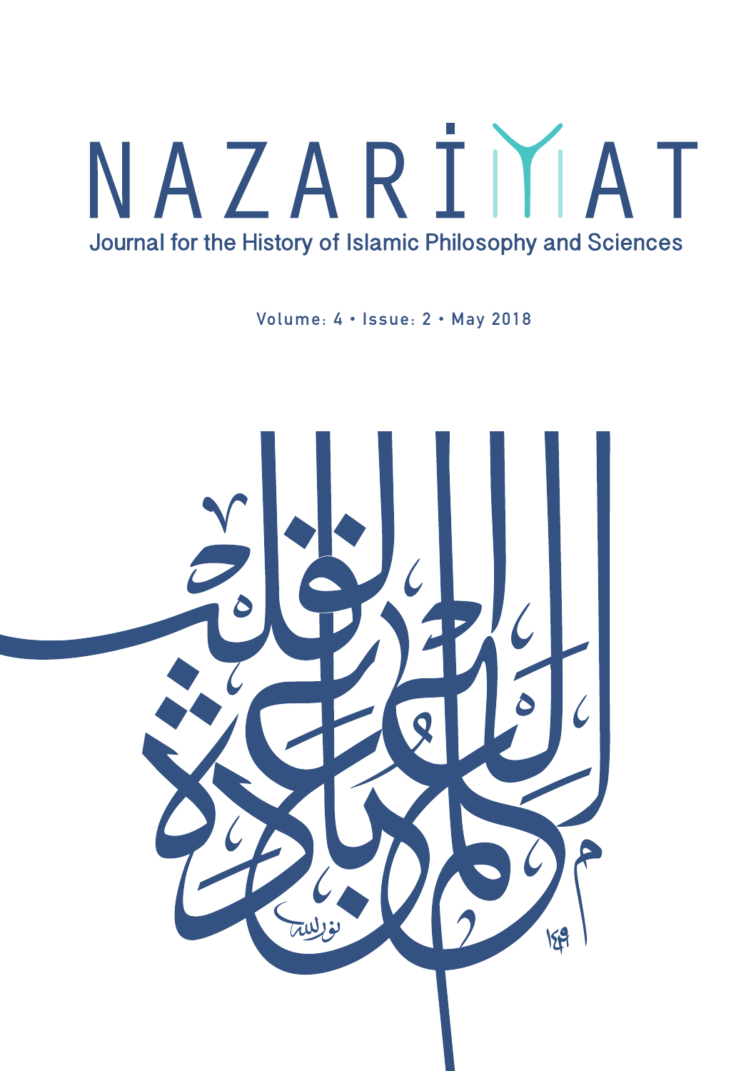# NAZARİYAT

## Journal for the History of Islamic Philosophy and Sciences

Volume: 4 • Issue: 2 • May 2018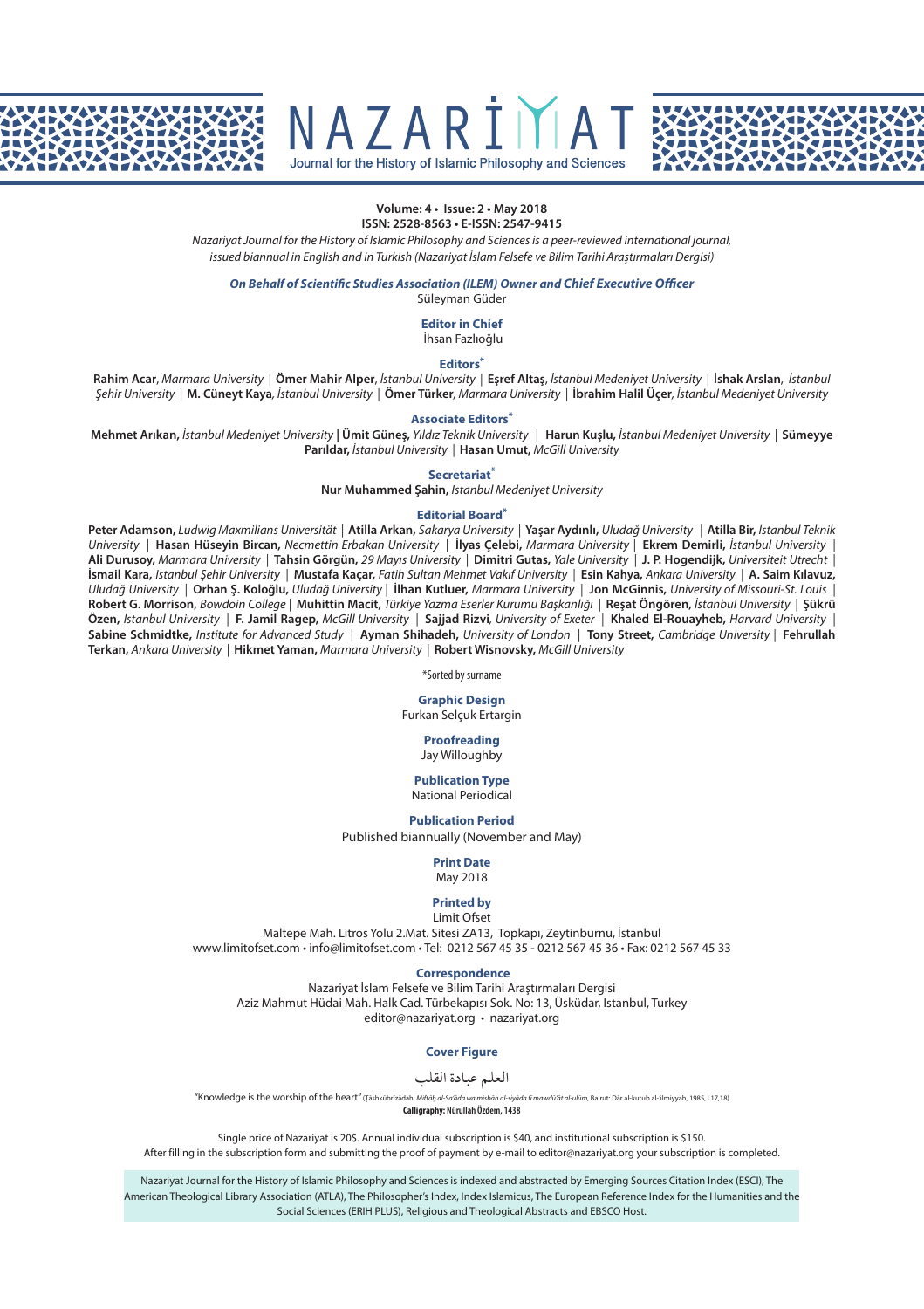# NAZARİYAT

Journal for the History of Islamic Philosophy and Sciences

**Volume: 4 • Issue: 2 • May 2018**
**ISSN: 2528-8563 • E-ISSN: 2547-9415**

*Nazariyat Journal for the History of Islamic Philosophy and Sciences is a peer-reviewed international journal, issued biannual in English and in Turkish (Nazariyat İslam Felsefe ve Bilim Tarihi Araştırmaları Dergisi)*

***On Behalf of Scientific Studies Association (ILEM) Owner and Chief Executive Officer***
Süleyman Güder

**Editor in Chief**
İhsan Fazlıoğlu

**Editors***
**Rahim Acar**, *Marmara University* | **Ömer Mahir Alper**, *İstanbul University* | **Eşref Altaş**, *İstanbul Medeniyet University* | **İshak Arslan**, *İstanbul Şehir University* | **M. Cüneyt Kaya**, *İstanbul University* | **Ömer Türker**, *Marmara University* | **İbrahim Halil Üçer**, *İstanbul Medeniyet University*

**Associate Editors***
**Mehmet Arıkan,** *İstanbul Medeniyet University* **| Ümit Güneş,** *Yıldız Teknik University* | **Harun Kuşlu,** *İstanbul Medeniyet University* | **Sümeyye Parıldar,** *İstanbul University* | **Hasan Umut,** *McGill University*

**Secretariat***
**Nur Muhammed Şahin,** *Istanbul Medeniyet University*

**Editorial Board***
**Peter Adamson,** *Ludwig Maxmilians Universität* | **Atilla Arkan,** *Sakarya University* | **Yaşar Aydınlı,** *Uludağ University* | **Atilla Bir,** *İstanbul Teknik University* | **Hasan Hüseyin Bircan,** *Necmettin Erbakan University* | **İlyas Çelebi,** *Marmara University* | **Ekrem Demirli,** *İstanbul University* | **Ali Durusoy,** *Marmara University* | **Tahsin Görgün,** *29 Mayıs University* | **Dimitri Gutas,** *Yale University* | **J. P. Hogendijk,** *Universiteit Utrecht* | **İsmail Kara,** *Istanbul Şehir University* | **Mustafa Kaçar,** *Fatih Sultan Mehmet Vakıf University* | **Esin Kahya,** *Ankara University* | **A. Saim Kılavuz,** *Uludağ University* | **Orhan Ş. Koloğlu,** *Uludağ University* | **İlhan Kutluer,** *Marmara University* | **Jon McGinnis,** *University of Missouri-St. Louis* | **Robert G. Morrison,** *Bowdoin College* | **Muhittin Macit,** *Türkiye Yazma Eserler Kurumu Başkanlığı* | **Reşat Öngören,** *İstanbul University* | **Şükrü Özen,** *İstanbul University* | **F. Jamil Ragep,** *McGill University* | **Sajjad Rizvi,** *University of Exeter* | **Khaled El-Rouayheb,** *Harvard University* | **Sabine Schmidtke,** *Institute for Advanced Study* | **Ayman Shihadeh,** *University of London* | **Tony Street,** *Cambridge University* | **Fehrullah Terkan,** *Ankara University* | **Hikmet Yaman,** *Marmara University* | **Robert Wisnovsky,** *McGill University*

*Sorted by surname

**Graphic Design**
Furkan Selçuk Ertargin

**Proofreading**
Jay Willoughby

**Publication Type**
National Periodical

**Publication Period**
Published biannually (November and May)

**Print Date**
May 2018

**Printed by**
Limit Ofset
Maltepe Mah. Litros Yolu 2.Mat. Sitesi ZA13, Topkapı, Zeytinburnu, İstanbul
www.limitofset.com • info@limitofset.com • Tel: 0212 567 45 35 - 0212 567 45 36 • Fax: 0212 567 45 33

**Correspondence**
Nazariyat İslam Felsefe ve Bilim Tarihi Araştırmaları Dergisi
Aziz Mahmut Hüdai Mah. Halk Cad. Türbekapısı Sok. No: 13, Üsküdar, Istanbul, Turkey
editor@nazariyat.org • nazariyat.org

**Cover Figure**

العلم عبادة القلب

"Knowledge is the worship of the heart" (Ṭāshkübrizādah, *Miftāḥ al-Saʿāda wa misbāh al-siyāda fī mawḍūʿāt al-ulūm*, Bairut: Dār al-kutub al-ʿilmiyyah, 1985, I.17,18)
**Calligraphy: Nûrullah Özdem, 1438**

Single price of Nazariyat is 20$. Annual individual subscription is $40, and institutional subscription is $150.
After filling in the subscription form and submitting the proof of payment by e-mail to editor@nazariyat.org your subscription is completed.

Nazariyat Journal for the History of Islamic Philosophy and Sciences is indexed and abstracted by Emerging Sources Citation Index (ESCI), The American Theological Library Association (ATLA), The Philosopher's Index, Index Islamicus, The European Reference Index for the Humanities and the Social Sciences (ERIH PLUS), Religious and Theological Abstracts and EBSCO Host.